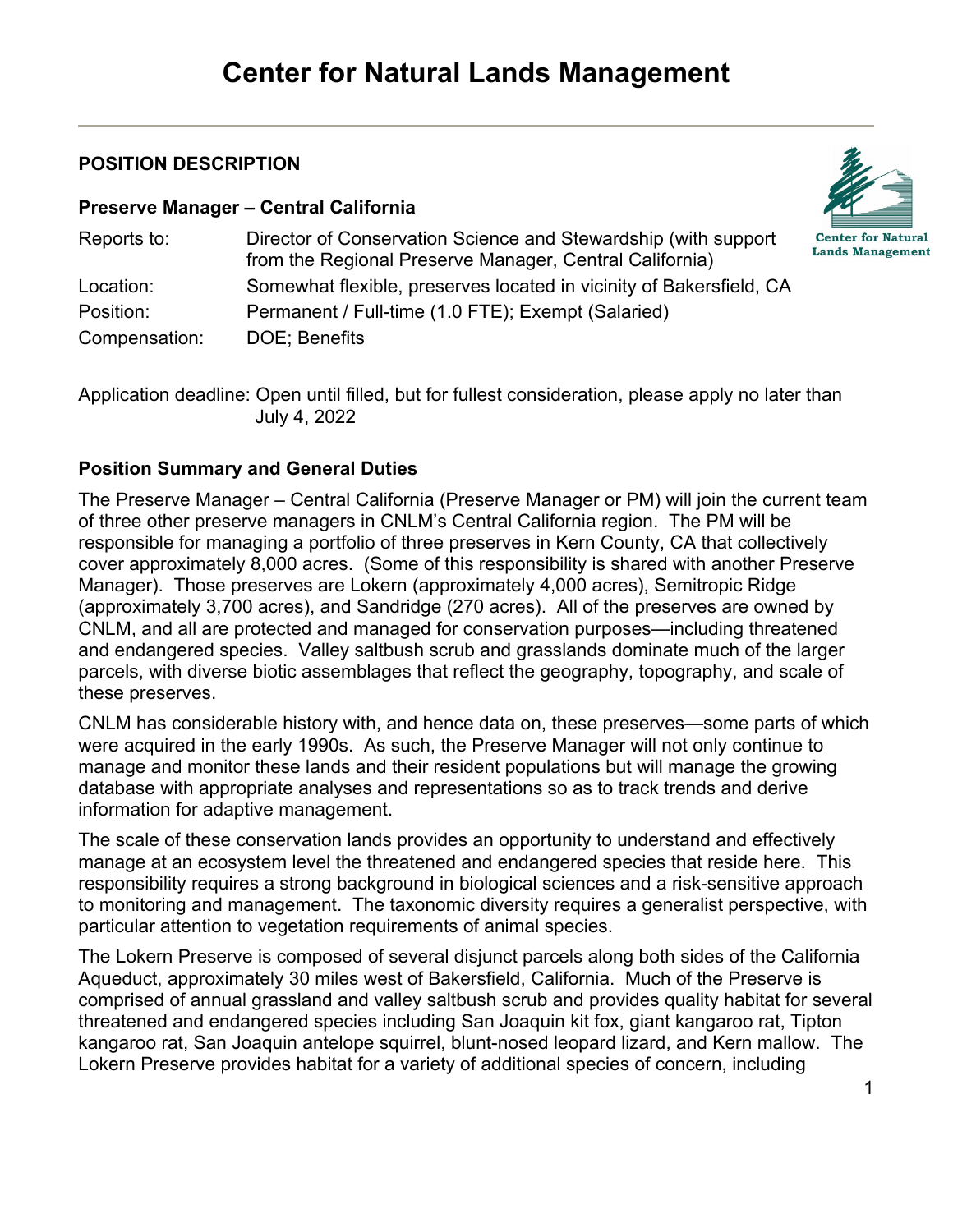# Center for Natural Lands Management

## POSITION DESCRIPTION

### Preserve Manager – Central California

| | |
|---|---|
| Reports to: | Director of Conservation Science and Stewardship (with support from the Regional Preserve Manager, Central California) |
| Location: | Somewhat flexible, preserves located in vicinity of Bakersfield, CA |
| Position: | Permanent / Full-time (1.0 FTE); Exempt (Salaried) |
| Compensation: | DOE; Benefits |

Application deadline: Open until filled, but for fullest consideration, please apply no later than July 4, 2022

### Position Summary and General Duties

The Preserve Manager – Central California (Preserve Manager or PM) will join the current team of three other preserve managers in CNLM's Central California region. The PM will be responsible for managing a portfolio of three preserves in Kern County, CA that collectively cover approximately 8,000 acres. (Some of this responsibility is shared with another Preserve Manager). Those preserves are Lokern (approximately 4,000 acres), Semitropic Ridge (approximately 3,700 acres), and Sandridge (270 acres). All of the preserves are owned by CNLM, and all are protected and managed for conservation purposes—including threatened and endangered species. Valley saltbush scrub and grasslands dominate much of the larger parcels, with diverse biotic assemblages that reflect the geography, topography, and scale of these preserves.

CNLM has considerable history with, and hence data on, these preserves—some parts of which were acquired in the early 1990s. As such, the Preserve Manager will not only continue to manage and monitor these lands and their resident populations but will manage the growing database with appropriate analyses and representations so as to track trends and derive information for adaptive management.

The scale of these conservation lands provides an opportunity to understand and effectively manage at an ecosystem level the threatened and endangered species that reside here. This responsibility requires a strong background in biological sciences and a risk-sensitive approach to monitoring and management. The taxonomic diversity requires a generalist perspective, with particular attention to vegetation requirements of animal species.

The Lokern Preserve is composed of several disjunct parcels along both sides of the California Aqueduct, approximately 30 miles west of Bakersfield, California. Much of the Preserve is comprised of annual grassland and valley saltbush scrub and provides quality habitat for several threatened and endangered species including San Joaquin kit fox, giant kangaroo rat, Tipton kangaroo rat, San Joaquin antelope squirrel, blunt-nosed leopard lizard, and Kern mallow. The Lokern Preserve provides habitat for a variety of additional species of concern, including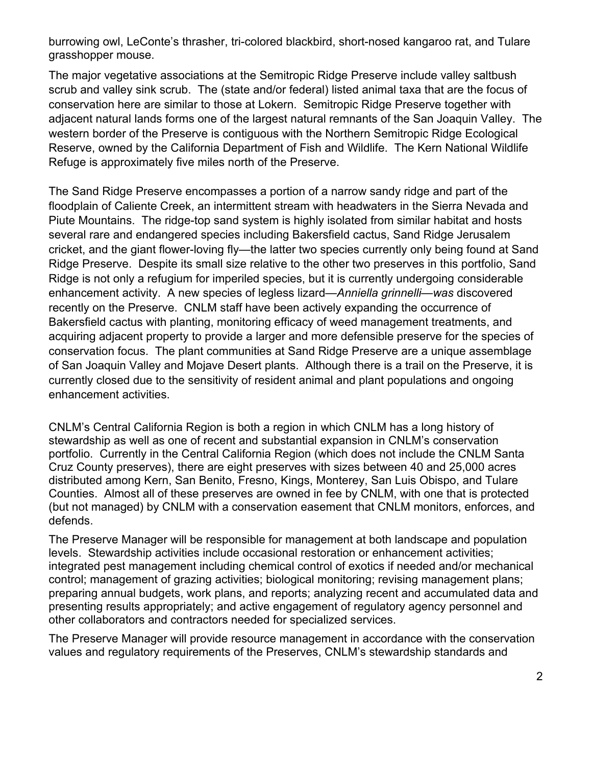burrowing owl, LeConte's thrasher, tri-colored blackbird, short-nosed kangaroo rat, and Tulare grasshopper mouse.

The major vegetative associations at the Semitropic Ridge Preserve include valley saltbush scrub and valley sink scrub. The (state and/or federal) listed animal taxa that are the focus of conservation here are similar to those at Lokern. Semitropic Ridge Preserve together with adjacent natural lands forms one of the largest natural remnants of the San Joaquin Valley. The western border of the Preserve is contiguous with the Northern Semitropic Ridge Ecological Reserve, owned by the California Department of Fish and Wildlife. The Kern National Wildlife Refuge is approximately five miles north of the Preserve.

The Sand Ridge Preserve encompasses a portion of a narrow sandy ridge and part of the floodplain of Caliente Creek, an intermittent stream with headwaters in the Sierra Nevada and Piute Mountains. The ridge-top sand system is highly isolated from similar habitat and hosts several rare and endangered species including Bakersfield cactus, Sand Ridge Jerusalem cricket, and the giant flower-loving fly—the latter two species currently only being found at Sand Ridge Preserve. Despite its small size relative to the other two preserves in this portfolio, Sand Ridge is not only a refugium for imperiled species, but it is currently undergoing considerable enhancement activity. A new species of legless lizard—*Anniella grinnelli—was* discovered recently on the Preserve. CNLM staff have been actively expanding the occurrence of Bakersfield cactus with planting, monitoring efficacy of weed management treatments, and acquiring adjacent property to provide a larger and more defensible preserve for the species of conservation focus. The plant communities at Sand Ridge Preserve are a unique assemblage of San Joaquin Valley and Mojave Desert plants. Although there is a trail on the Preserve, it is currently closed due to the sensitivity of resident animal and plant populations and ongoing enhancement activities.

CNLM's Central California Region is both a region in which CNLM has a long history of stewardship as well as one of recent and substantial expansion in CNLM's conservation portfolio. Currently in the Central California Region (which does not include the CNLM Santa Cruz County preserves), there are eight preserves with sizes between 40 and 25,000 acres distributed among Kern, San Benito, Fresno, Kings, Monterey, San Luis Obispo, and Tulare Counties. Almost all of these preserves are owned in fee by CNLM, with one that is protected (but not managed) by CNLM with a conservation easement that CNLM monitors, enforces, and defends.

The Preserve Manager will be responsible for management at both landscape and population levels. Stewardship activities include occasional restoration or enhancement activities; integrated pest management including chemical control of exotics if needed and/or mechanical control; management of grazing activities; biological monitoring; revising management plans; preparing annual budgets, work plans, and reports; analyzing recent and accumulated data and presenting results appropriately; and active engagement of regulatory agency personnel and other collaborators and contractors needed for specialized services.

The Preserve Manager will provide resource management in accordance with the conservation values and regulatory requirements of the Preserves, CNLM's stewardship standards and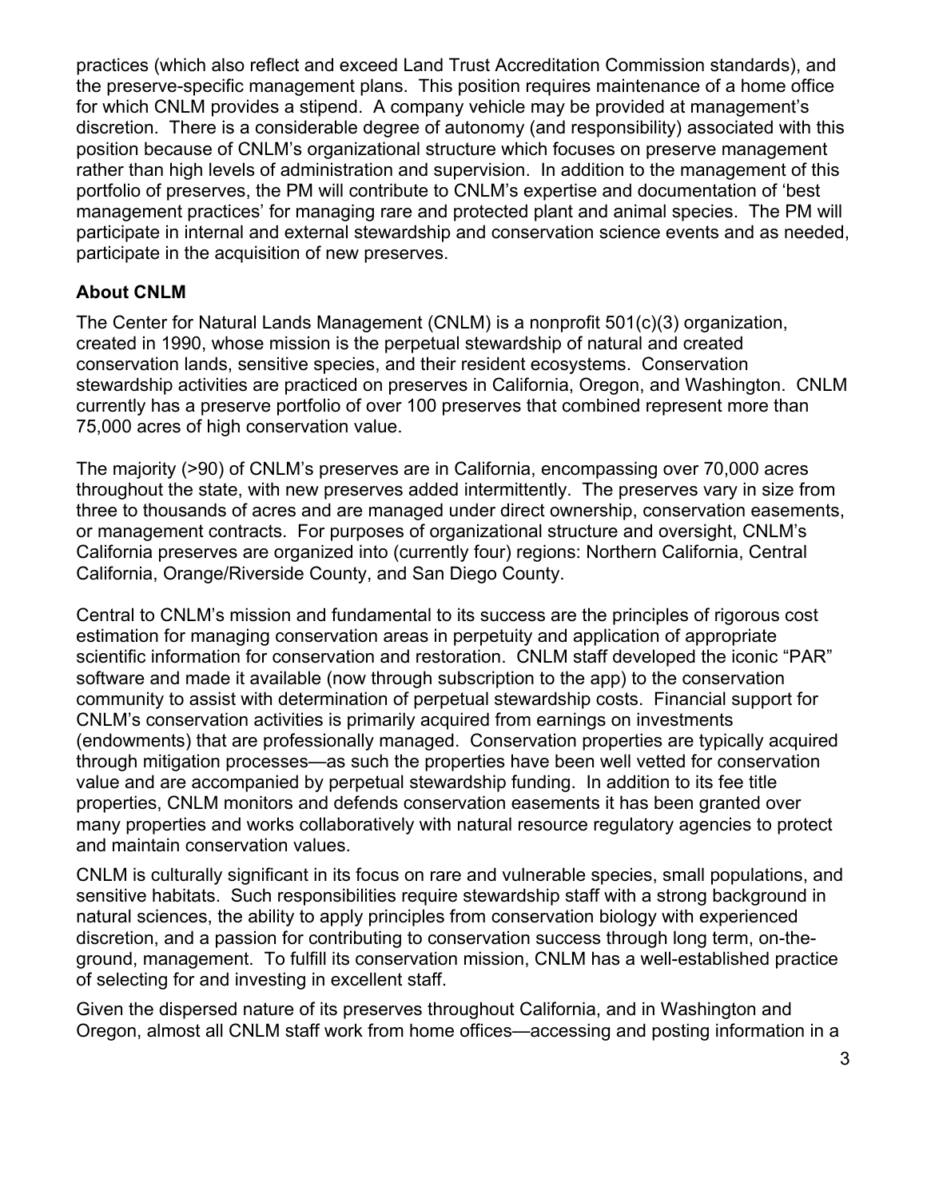practices (which also reflect and exceed Land Trust Accreditation Commission standards), and the preserve-specific management plans. This position requires maintenance of a home office for which CNLM provides a stipend. A company vehicle may be provided at management's discretion. There is a considerable degree of autonomy (and responsibility) associated with this position because of CNLM's organizational structure which focuses on preserve management rather than high levels of administration and supervision. In addition to the management of this portfolio of preserves, the PM will contribute to CNLM's expertise and documentation of 'best management practices' for managing rare and protected plant and animal species. The PM will participate in internal and external stewardship and conservation science events and as needed, participate in the acquisition of new preserves.

**About CNLM**

The Center for Natural Lands Management (CNLM) is a nonprofit 501(c)(3) organization, created in 1990, whose mission is the perpetual stewardship of natural and created conservation lands, sensitive species, and their resident ecosystems. Conservation stewardship activities are practiced on preserves in California, Oregon, and Washington. CNLM currently has a preserve portfolio of over 100 preserves that combined represent more than 75,000 acres of high conservation value.

The majority (>90) of CNLM's preserves are in California, encompassing over 70,000 acres throughout the state, with new preserves added intermittently. The preserves vary in size from three to thousands of acres and are managed under direct ownership, conservation easements, or management contracts. For purposes of organizational structure and oversight, CNLM's California preserves are organized into (currently four) regions: Northern California, Central California, Orange/Riverside County, and San Diego County.

Central to CNLM's mission and fundamental to its success are the principles of rigorous cost estimation for managing conservation areas in perpetuity and application of appropriate scientific information for conservation and restoration. CNLM staff developed the iconic "PAR" software and made it available (now through subscription to the app) to the conservation community to assist with determination of perpetual stewardship costs. Financial support for CNLM's conservation activities is primarily acquired from earnings on investments (endowments) that are professionally managed. Conservation properties are typically acquired through mitigation processes—as such the properties have been well vetted for conservation value and are accompanied by perpetual stewardship funding. In addition to its fee title properties, CNLM monitors and defends conservation easements it has been granted over many properties and works collaboratively with natural resource regulatory agencies to protect and maintain conservation values.

CNLM is culturally significant in its focus on rare and vulnerable species, small populations, and sensitive habitats. Such responsibilities require stewardship staff with a strong background in natural sciences, the ability to apply principles from conservation biology with experienced discretion, and a passion for contributing to conservation success through long term, on-the-ground, management. To fulfill its conservation mission, CNLM has a well-established practice of selecting for and investing in excellent staff.

Given the dispersed nature of its preserves throughout California, and in Washington and Oregon, almost all CNLM staff work from home offices—accessing and posting information in a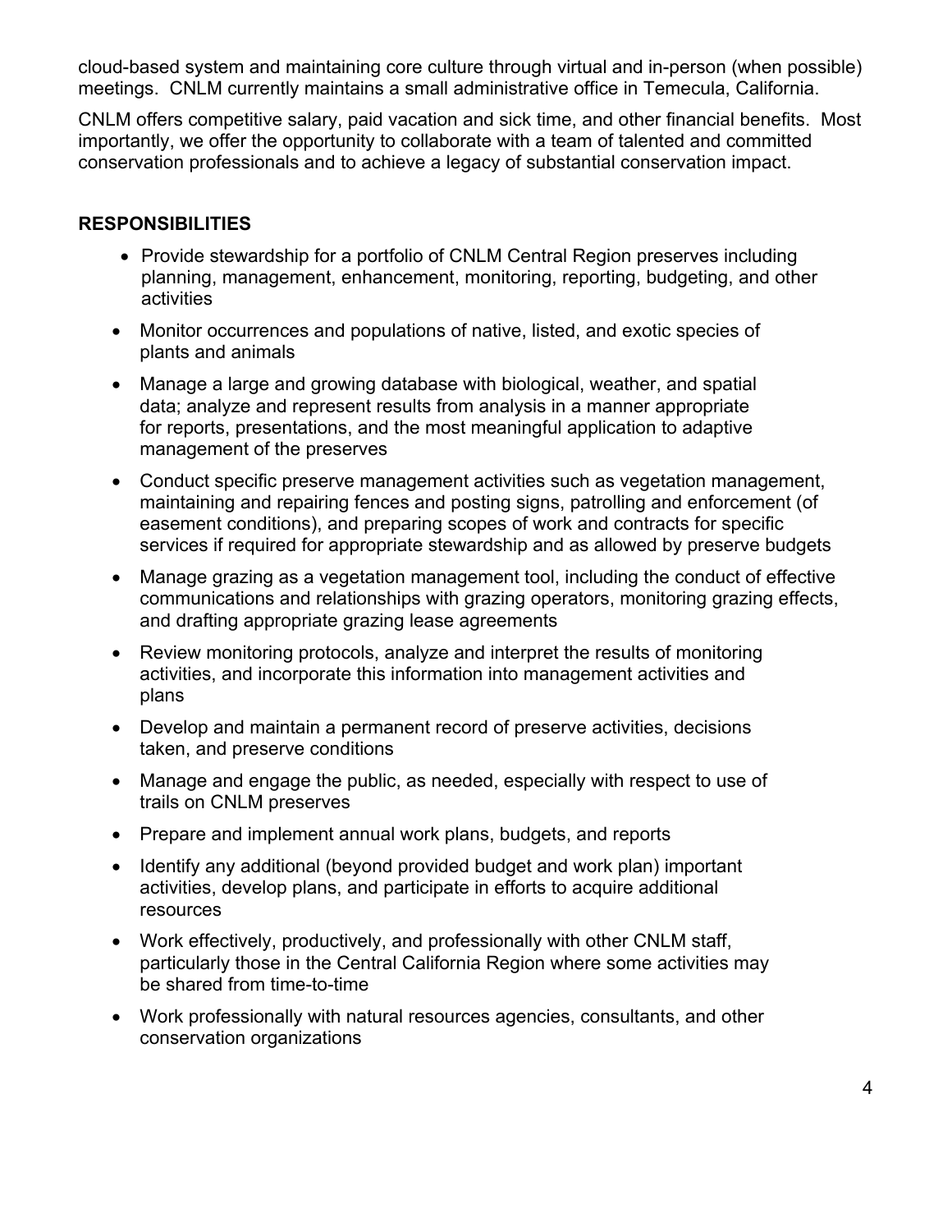cloud-based system and maintaining core culture through virtual and in-person (when possible) meetings. CNLM currently maintains a small administrative office in Temecula, California.

CNLM offers competitive salary, paid vacation and sick time, and other financial benefits. Most importantly, we offer the opportunity to collaborate with a team of talented and committed conservation professionals and to achieve a legacy of substantial conservation impact.

## RESPONSIBILITIES

- Provide stewardship for a portfolio of CNLM Central Region preserves including planning, management, enhancement, monitoring, reporting, budgeting, and other activities
- Monitor occurrences and populations of native, listed, and exotic species of plants and animals
- Manage a large and growing database with biological, weather, and spatial data; analyze and represent results from analysis in a manner appropriate for reports, presentations, and the most meaningful application to adaptive management of the preserves
- Conduct specific preserve management activities such as vegetation management, maintaining and repairing fences and posting signs, patrolling and enforcement (of easement conditions), and preparing scopes of work and contracts for specific services if required for appropriate stewardship and as allowed by preserve budgets
- Manage grazing as a vegetation management tool, including the conduct of effective communications and relationships with grazing operators, monitoring grazing effects, and drafting appropriate grazing lease agreements
- Review monitoring protocols, analyze and interpret the results of monitoring activities, and incorporate this information into management activities and plans
- Develop and maintain a permanent record of preserve activities, decisions taken, and preserve conditions
- Manage and engage the public, as needed, especially with respect to use of trails on CNLM preserves
- Prepare and implement annual work plans, budgets, and reports
- Identify any additional (beyond provided budget and work plan) important activities, develop plans, and participate in efforts to acquire additional resources
- Work effectively, productively, and professionally with other CNLM staff, particularly those in the Central California Region where some activities may be shared from time-to-time
- Work professionally with natural resources agencies, consultants, and other conservation organizations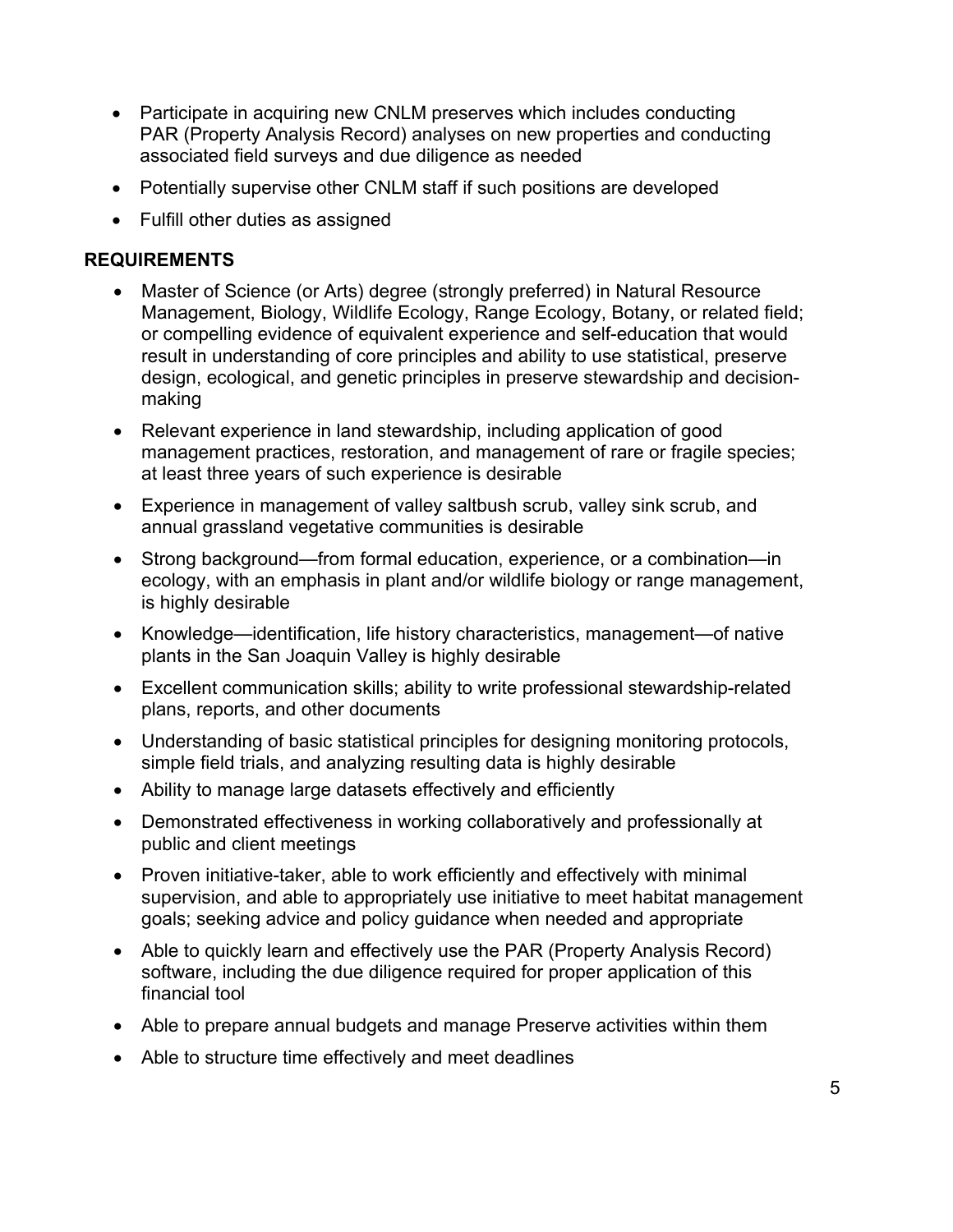- Participate in acquiring new CNLM preserves which includes conducting PAR (Property Analysis Record) analyses on new properties and conducting associated field surveys and due diligence as needed
- Potentially supervise other CNLM staff if such positions are developed
- Fulfill other duties as assigned

**REQUIREMENTS**

- Master of Science (or Arts) degree (strongly preferred) in Natural Resource Management, Biology, Wildlife Ecology, Range Ecology, Botany, or related field; or compelling evidence of equivalent experience and self-education that would result in understanding of core principles and ability to use statistical, preserve design, ecological, and genetic principles in preserve stewardship and decision-making
- Relevant experience in land stewardship, including application of good management practices, restoration, and management of rare or fragile species; at least three years of such experience is desirable
- Experience in management of valley saltbush scrub, valley sink scrub, and annual grassland vegetative communities is desirable
- Strong background—from formal education, experience, or a combination—in ecology, with an emphasis in plant and/or wildlife biology or range management, is highly desirable
- Knowledge—identification, life history characteristics, management—of native plants in the San Joaquin Valley is highly desirable
- Excellent communication skills; ability to write professional stewardship-related plans, reports, and other documents
- Understanding of basic statistical principles for designing monitoring protocols, simple field trials, and analyzing resulting data is highly desirable
- Ability to manage large datasets effectively and efficiently
- Demonstrated effectiveness in working collaboratively and professionally at public and client meetings
- Proven initiative-taker, able to work efficiently and effectively with minimal supervision, and able to appropriately use initiative to meet habitat management goals; seeking advice and policy guidance when needed and appropriate
- Able to quickly learn and effectively use the PAR (Property Analysis Record) software, including the due diligence required for proper application of this financial tool
- Able to prepare annual budgets and manage Preserve activities within them
- Able to structure time effectively and meet deadlines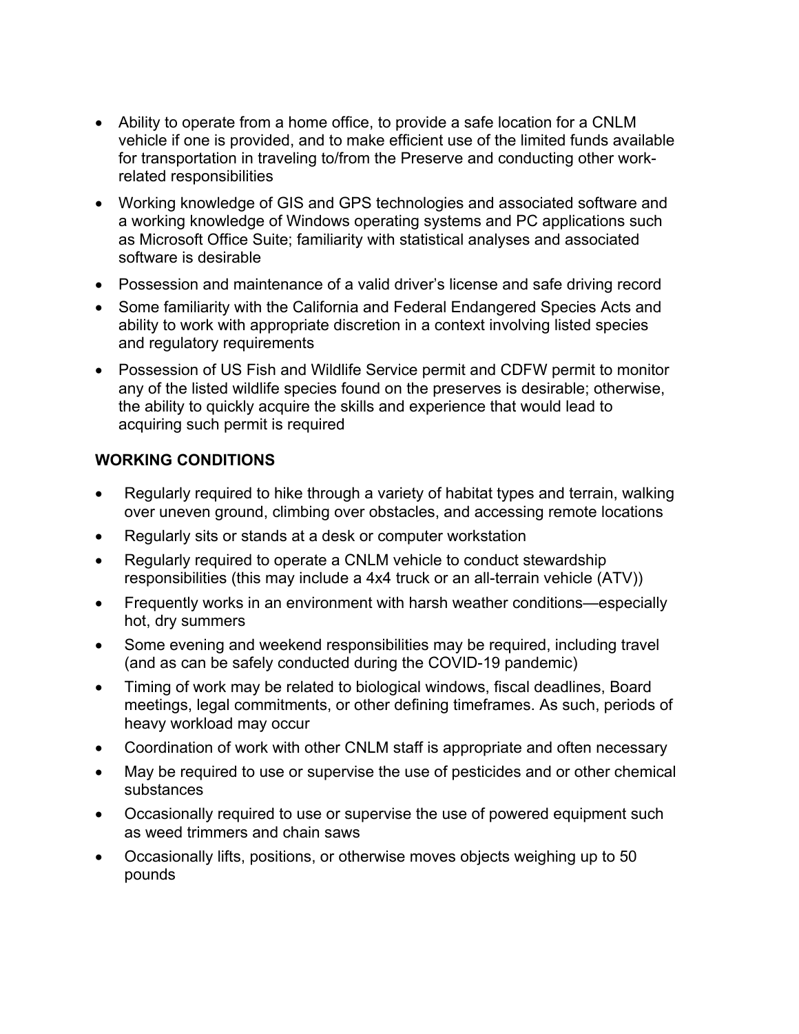- Ability to operate from a home office, to provide a safe location for a CNLM vehicle if one is provided, and to make efficient use of the limited funds available for transportation in traveling to/from the Preserve and conducting other work-related responsibilities
- Working knowledge of GIS and GPS technologies and associated software and a working knowledge of Windows operating systems and PC applications such as Microsoft Office Suite; familiarity with statistical analyses and associated software is desirable
- Possession and maintenance of a valid driver's license and safe driving record
- Some familiarity with the California and Federal Endangered Species Acts and ability to work with appropriate discretion in a context involving listed species and regulatory requirements
- Possession of US Fish and Wildlife Service permit and CDFW permit to monitor any of the listed wildlife species found on the preserves is desirable; otherwise, the ability to quickly acquire the skills and experience that would lead to acquiring such permit is required

**WORKING CONDITIONS**

- Regularly required to hike through a variety of habitat types and terrain, walking over uneven ground, climbing over obstacles, and accessing remote locations
- Regularly sits or stands at a desk or computer workstation
- Regularly required to operate a CNLM vehicle to conduct stewardship responsibilities (this may include a 4x4 truck or an all-terrain vehicle (ATV))
- Frequently works in an environment with harsh weather conditions—especially hot, dry summers
- Some evening and weekend responsibilities may be required, including travel (and as can be safely conducted during the COVID-19 pandemic)
- Timing of work may be related to biological windows, fiscal deadlines, Board meetings, legal commitments, or other defining timeframes. As such, periods of heavy workload may occur
- Coordination of work with other CNLM staff is appropriate and often necessary
- May be required to use or supervise the use of pesticides and or other chemical substances
- Occasionally required to use or supervise the use of powered equipment such as weed trimmers and chain saws
- Occasionally lifts, positions, or otherwise moves objects weighing up to 50 pounds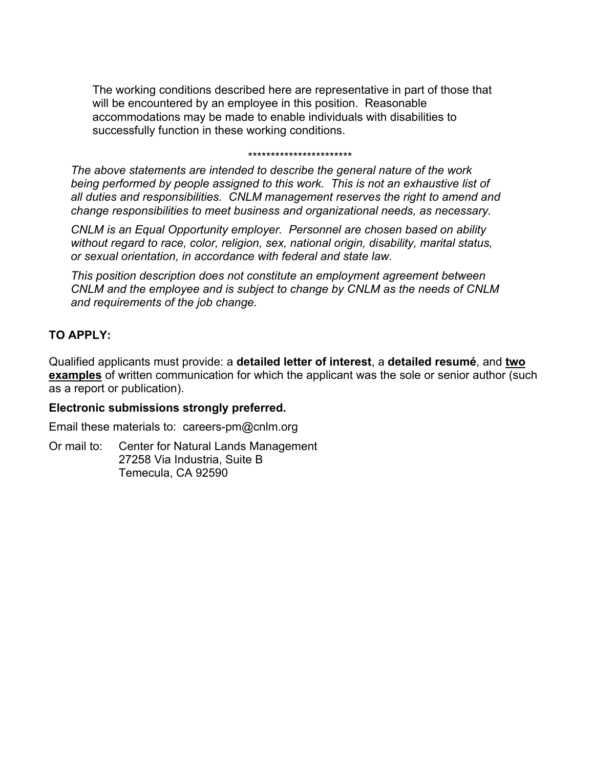The working conditions described here are representative in part of those that will be encountered by an employee in this position. Reasonable accommodations may be made to enable individuals with disabilities to successfully function in these working conditions.

***********************

*The above statements are intended to describe the general nature of the work being performed by people assigned to this work. This is not an exhaustive list of all duties and responsibilities. CNLM management reserves the right to amend and change responsibilities to meet business and organizational needs, as necessary.*

*CNLM is an Equal Opportunity employer. Personnel are chosen based on ability without regard to race, color, religion, sex, national origin, disability, marital status, or sexual orientation, in accordance with federal and state law.*

*This position description does not constitute an employment agreement between CNLM and the employee and is subject to change by CNLM as the needs of CNLM and requirements of the job change.*

**TO APPLY:**

Qualified applicants must provide: a **detailed letter of interest**, a **detailed resumé**, and <u>**two examples**</u> of written communication for which the applicant was the sole or senior author (such as a report or publication).

**Electronic submissions strongly preferred.**

Email these materials to: careers-pm@cnlm.org

Or mail to: Center for Natural Lands Management
27258 Via Industria, Suite B
Temecula, CA 92590